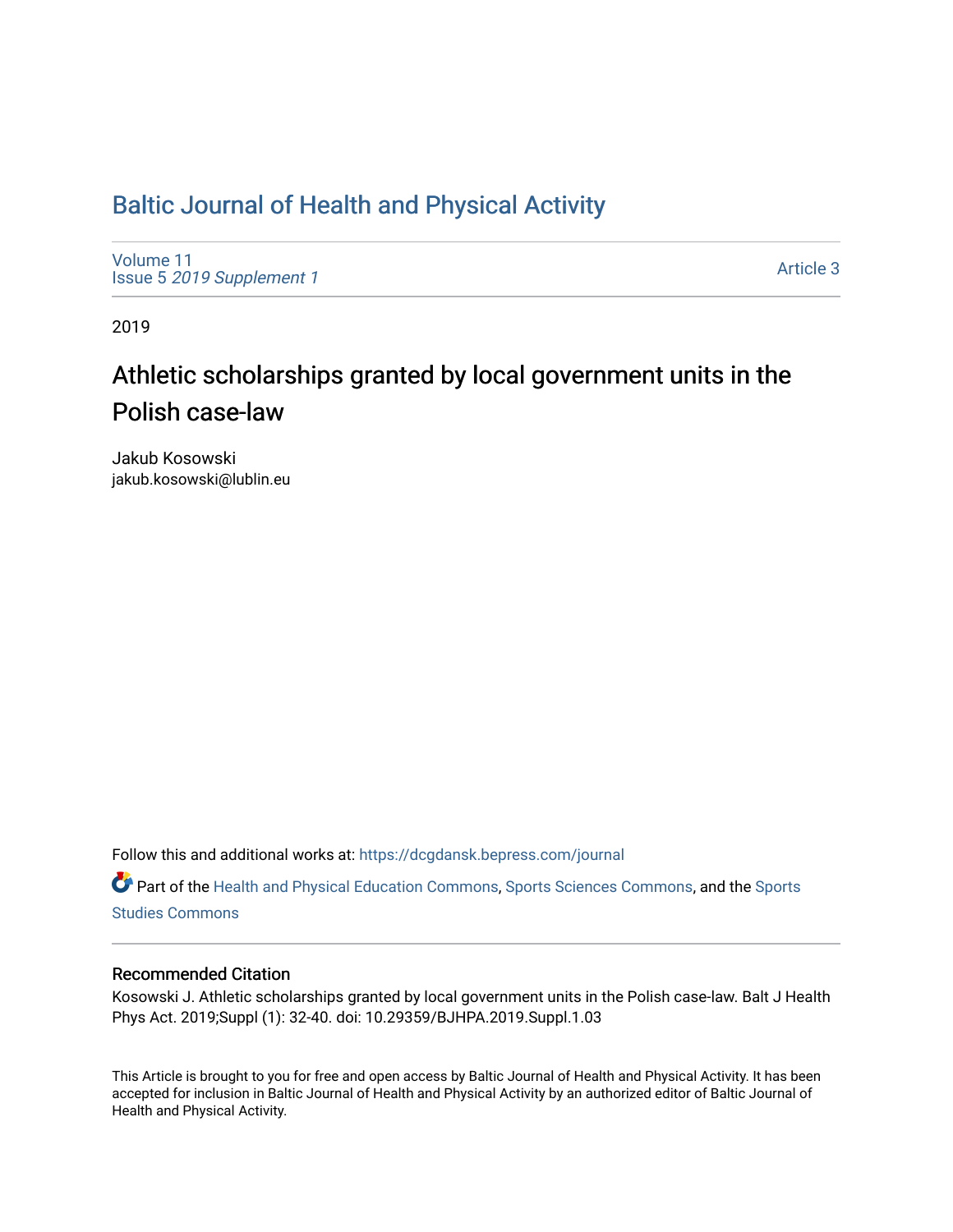# Baltic Journal of Health and Physical Activity

Volume 11
Issue 5 *2019 Supplement 1*

Article 3

2019

## Athletic scholarships granted by local government units in the Polish case-law

Jakub Kosowski
jakub.kosowski@lublin.eu

Follow this and additional works at: https://dcgdansk.bepress.com/journal

Part of the Health and Physical Education Commons, Sports Sciences Commons, and the Sports Studies Commons

### Recommended Citation

Kosowski J. Athletic scholarships granted by local government units in the Polish case-law. Balt J Health Phys Act. 2019;Suppl (1): 32-40. doi: 10.29359/BJHPA.2019.Suppl.1.03

This Article is brought to you for free and open access by Baltic Journal of Health and Physical Activity. It has been accepted for inclusion in Baltic Journal of Health and Physical Activity by an authorized editor of Baltic Journal of Health and Physical Activity.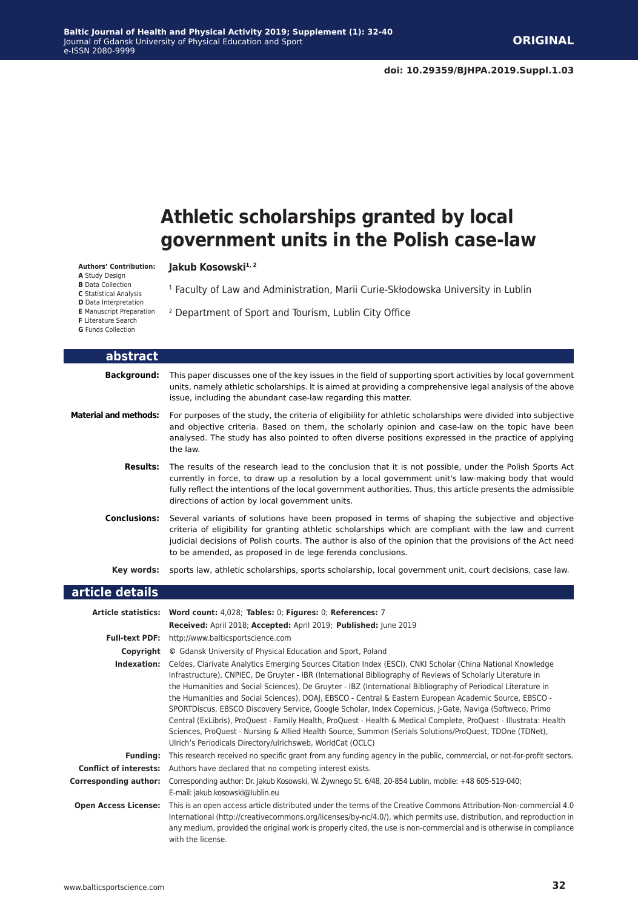**ORIGINAL**

**doi: 10.29359/BJHPA.2019.Suppl.1.03**

# Athletic scholarships granted by local government units in the Polish case-law

**Authors' Contribution:**
**A** Study Design
**B** Data Collection
**C** Statistical Analysis
**D** Data Interpretation
**E** Manuscript Preparation
**F** Literature Search
**G** Funds Collection

**Jakub Kosowski**[1, 2]

[1] Faculty of Law and Administration, Marii Curie-Skłodowska University in Lublin

[2] Department of Sport and Tourism, Lublin City Office

## abstract

**Background:** This paper discusses one of the key issues in the field of supporting sport activities by local government units, namely athletic scholarships. It is aimed at providing a comprehensive legal analysis of the above issue, including the abundant case-law regarding this matter.

**Material and methods:** For purposes of the study, the criteria of eligibility for athletic scholarships were divided into subjective and objective criteria. Based on them, the scholarly opinion and case-law on the topic have been analysed. The study has also pointed to often diverse positions expressed in the practice of applying the law.

**Results:** The results of the research lead to the conclusion that it is not possible, under the Polish Sports Act currently in force, to draw up a resolution by a local government unit's law-making body that would fully reflect the intentions of the local government authorities. Thus, this article presents the admissible directions of action by local government units.

**Conclusions:** Several variants of solutions have been proposed in terms of shaping the subjective and objective criteria of eligibility for granting athletic scholarships which are compliant with the law and current judicial decisions of Polish courts. The author is also of the opinion that the provisions of the Act need to be amended, as proposed in de lege ferenda conclusions.

**Key words:** sports law, athletic scholarships, sports scholarship, local government unit, court decisions, case law.

## article details

**Article statistics:** **Word count:** 4,028; **Tables:** 0; **Figures:** 0; **References:** 7
**Received:** April 2018; **Accepted:** April 2019; **Published:** June 2019

**Full-text PDF:** http://www.balticsportscience.com

**Copyright** © Gdansk University of Physical Education and Sport, Poland

**Indexation:** Celdes, Clarivate Analytics Emerging Sources Citation Index (ESCI), CNKI Scholar (China National Knowledge Infrastructure), CNPIEC, De Gruyter - IBR (International Bibliography of Reviews of Scholarly Literature in the Humanities and Social Sciences), De Gruyter - IBZ (International Bibliography of Periodical Literature in the Humanities and Social Sciences), DOAJ, EBSCO - Central & Eastern European Academic Source, EBSCO - SPORTDiscus, EBSCO Discovery Service, Google Scholar, Index Copernicus, J-Gate, Naviga (Softweco, Primo Central (ExLibris), ProQuest - Family Health, ProQuest - Health & Medical Complete, ProQuest - Illustrata: Health Sciences, ProQuest - Nursing & Allied Health Source, Summon (Serials Solutions/ProQuest, TDOne (TDNet), Ulrich's Periodicals Directory/ulrichsweb, WorldCat (OCLC)

**Funding:** This research received no specific grant from any funding agency in the public, commercial, or not-for-profit sectors.

**Conflict of interests:** Authors have declared that no competing interest exists.

**Corresponding author:** Corresponding author: Dr. Jakub Kosowski, W. Żywnego St. 6/48, 20-854 Lublin, mobile: +48 605-519-040; E-mail: jakub.kosowski@lublin.eu

**Open Access License:** This is an open access article distributed under the terms of the Creative Commons Attribution-Non-commercial 4.0 International (http://creativecommons.org/licenses/by-nc/4.0/), which permits use, distribution, and reproduction in any medium, provided the original work is properly cited, the use is non-commercial and is otherwise in compliance with the license.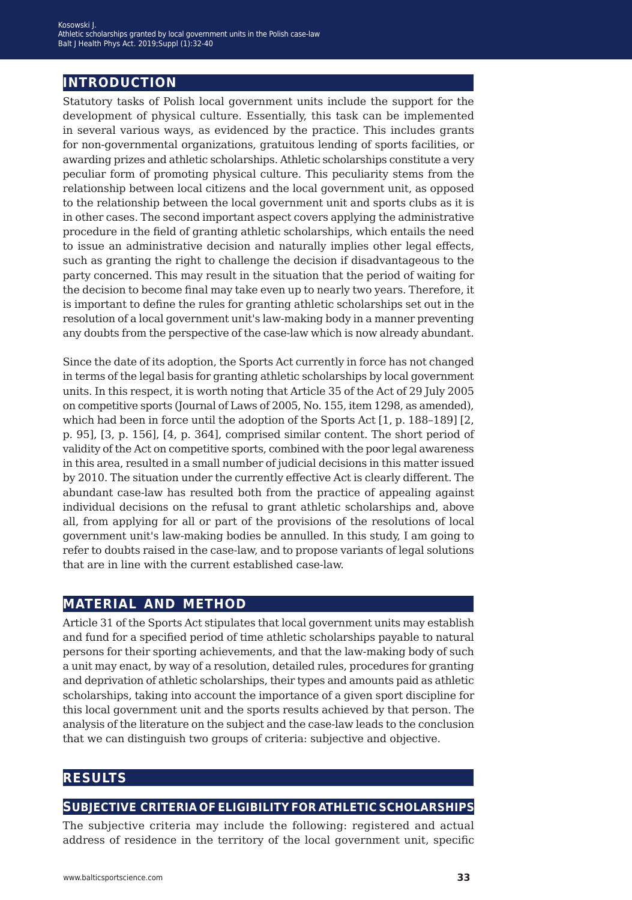## INTRODUCTION

Statutory tasks of Polish local government units include the support for the development of physical culture. Essentially, this task can be implemented in several various ways, as evidenced by the practice. This includes grants for non-governmental organizations, gratuitous lending of sports facilities, or awarding prizes and athletic scholarships. Athletic scholarships constitute a very peculiar form of promoting physical culture. This peculiarity stems from the relationship between local citizens and the local government unit, as opposed to the relationship between the local government unit and sports clubs as it is in other cases. The second important aspect covers applying the administrative procedure in the field of granting athletic scholarships, which entails the need to issue an administrative decision and naturally implies other legal effects, such as granting the right to challenge the decision if disadvantageous to the party concerned. This may result in the situation that the period of waiting for the decision to become final may take even up to nearly two years. Therefore, it is important to define the rules for granting athletic scholarships set out in the resolution of a local government unit's law-making body in a manner preventing any doubts from the perspective of the case-law which is now already abundant.

Since the date of its adoption, the Sports Act currently in force has not changed in terms of the legal basis for granting athletic scholarships by local government units. In this respect, it is worth noting that Article 35 of the Act of 29 July 2005 on competitive sports (Journal of Laws of 2005, No. 155, item 1298, as amended), which had been in force until the adoption of the Sports Act [1, p. 188–189] [2, p. 95], [3, p. 156], [4, p. 364], comprised similar content. The short period of validity of the Act on competitive sports, combined with the poor legal awareness in this area, resulted in a small number of judicial decisions in this matter issued by 2010. The situation under the currently effective Act is clearly different. The abundant case-law has resulted both from the practice of appealing against individual decisions on the refusal to grant athletic scholarships and, above all, from applying for all or part of the provisions of the resolutions of local government unit's law-making bodies be annulled. In this study, I am going to refer to doubts raised in the case-law, and to propose variants of legal solutions that are in line with the current established case-law.

## MATERIAL AND METHOD

Article 31 of the Sports Act stipulates that local government units may establish and fund for a specified period of time athletic scholarships payable to natural persons for their sporting achievements, and that the law-making body of such a unit may enact, by way of a resolution, detailed rules, procedures for granting and deprivation of athletic scholarships, their types and amounts paid as athletic scholarships, taking into account the importance of a given sport discipline for this local government unit and the sports results achieved by that person. The analysis of the literature on the subject and the case-law leads to the conclusion that we can distinguish two groups of criteria: subjective and objective.

## RESULTS

### SUBJECTIVE CRITERIA OF ELIGIBILITY FOR ATHLETIC SCHOLARSHIPS

The subjective criteria may include the following: registered and actual address of residence in the territory of the local government unit, specific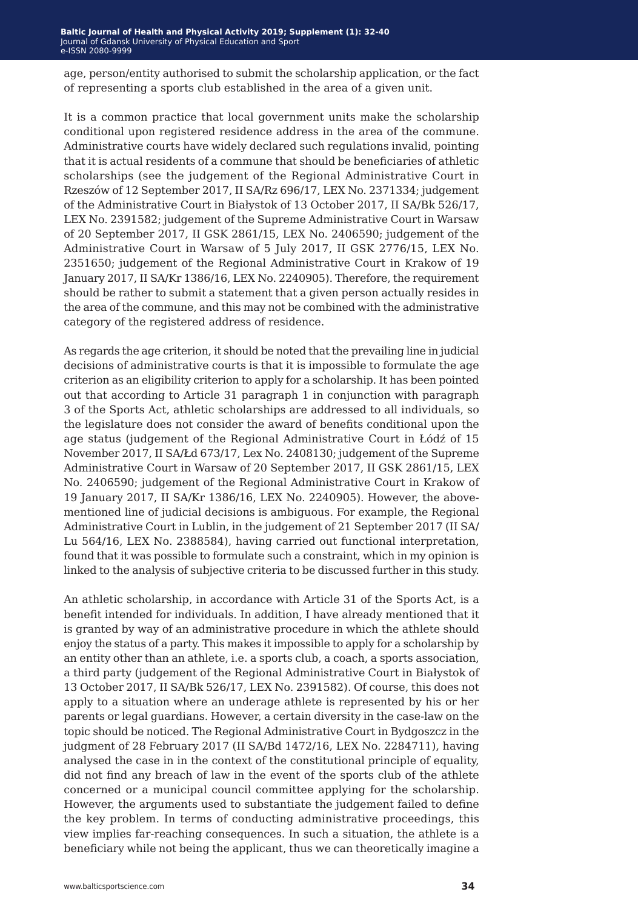age, person/entity authorised to submit the scholarship application, or the fact of representing a sports club established in the area of a given unit.

It is a common practice that local government units make the scholarship conditional upon registered residence address in the area of the commune. Administrative courts have widely declared such regulations invalid, pointing that it is actual residents of a commune that should be beneficiaries of athletic scholarships (see the judgement of the Regional Administrative Court in Rzeszów of 12 September 2017, II SA/Rz 696/17, LEX No. 2371334; judgement of the Administrative Court in Białystok of 13 October 2017, II SA/Bk 526/17, LEX No. 2391582; judgement of the Supreme Administrative Court in Warsaw of 20 September 2017, II GSK 2861/15, LEX No. 2406590; judgement of the Administrative Court in Warsaw of 5 July 2017, II GSK 2776/15, LEX No. 2351650; judgement of the Regional Administrative Court in Krakow of 19 January 2017, II SA/Kr 1386/16, LEX No. 2240905). Therefore, the requirement should be rather to submit a statement that a given person actually resides in the area of the commune, and this may not be combined with the administrative category of the registered address of residence.

As regards the age criterion, it should be noted that the prevailing line in judicial decisions of administrative courts is that it is impossible to formulate the age criterion as an eligibility criterion to apply for a scholarship. It has been pointed out that according to Article 31 paragraph 1 in conjunction with paragraph 3 of the Sports Act, athletic scholarships are addressed to all individuals, so the legislature does not consider the award of benefits conditional upon the age status (judgement of the Regional Administrative Court in Łódź of 15 November 2017, II SA/Łd 673/17, Lex No. 2408130; judgement of the Supreme Administrative Court in Warsaw of 20 September 2017, II GSK 2861/15, LEX No. 2406590; judgement of the Regional Administrative Court in Krakow of 19 January 2017, II SA/Kr 1386/16, LEX No. 2240905). However, the above-mentioned line of judicial decisions is ambiguous. For example, the Regional Administrative Court in Lublin, in the judgement of 21 September 2017 (II SA/Lu 564/16, LEX No. 2388584), having carried out functional interpretation, found that it was possible to formulate such a constraint, which in my opinion is linked to the analysis of subjective criteria to be discussed further in this study.

An athletic scholarship, in accordance with Article 31 of the Sports Act, is a benefit intended for individuals. In addition, I have already mentioned that it is granted by way of an administrative procedure in which the athlete should enjoy the status of a party. This makes it impossible to apply for a scholarship by an entity other than an athlete, i.e. a sports club, a coach, a sports association, a third party (judgement of the Regional Administrative Court in Białystok of 13 October 2017, II SA/Bk 526/17, LEX No. 2391582). Of course, this does not apply to a situation where an underage athlete is represented by his or her parents or legal guardians. However, a certain diversity in the case-law on the topic should be noticed. The Regional Administrative Court in Bydgoszcz in the judgment of 28 February 2017 (II SA/Bd 1472/16, LEX No. 2284711), having analysed the case in in the context of the constitutional principle of equality, did not find any breach of law in the event of the sports club of the athlete concerned or a municipal council committee applying for the scholarship. However, the arguments used to substantiate the judgement failed to define the key problem. In terms of conducting administrative proceedings, this view implies far-reaching consequences. In such a situation, the athlete is a beneficiary while not being the applicant, thus we can theoretically imagine a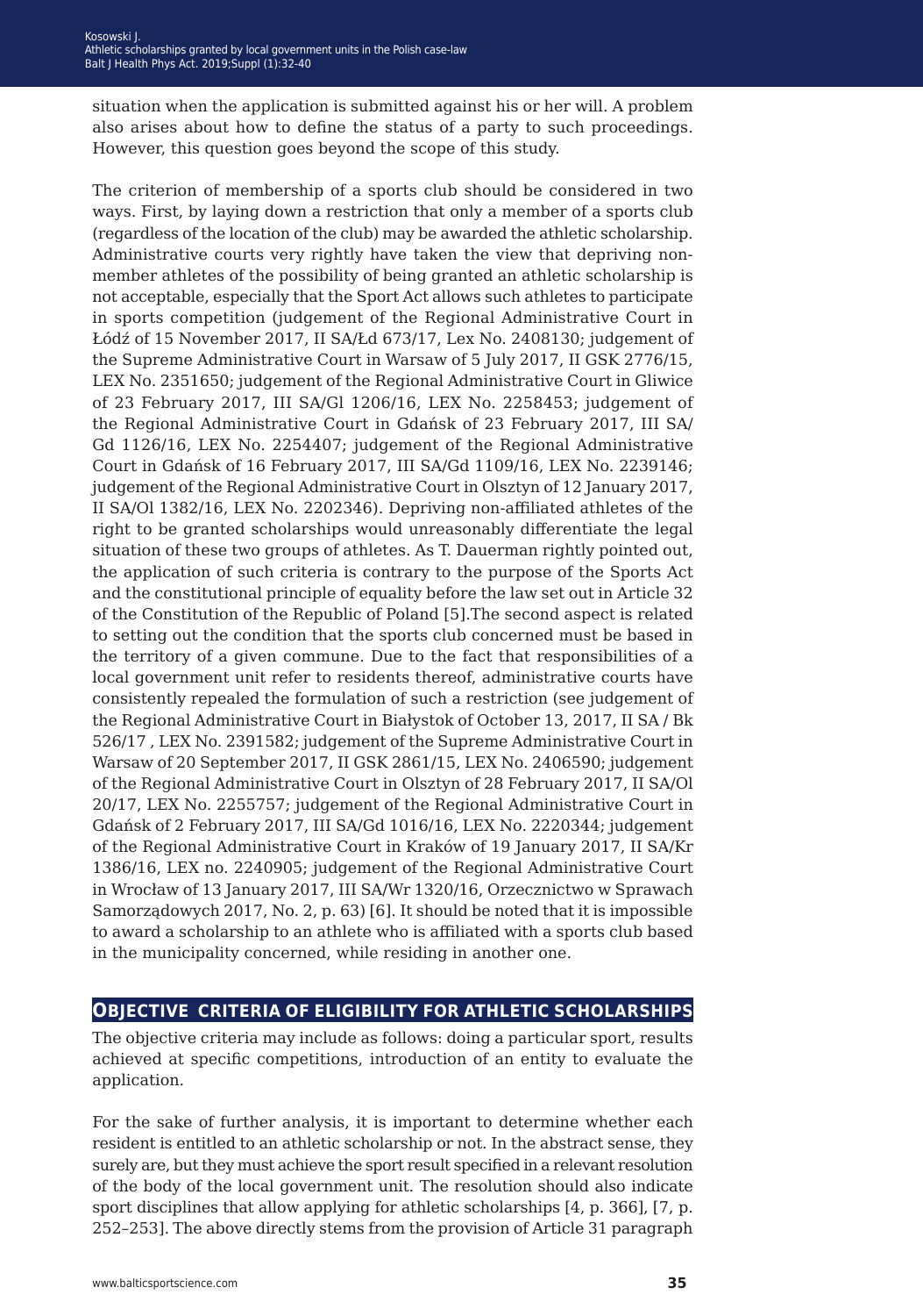situation when the application is submitted against his or her will. A problem also arises about how to define the status of a party to such proceedings. However, this question goes beyond the scope of this study.

The criterion of membership of a sports club should be considered in two ways. First, by laying down a restriction that only a member of a sports club (regardless of the location of the club) may be awarded the athletic scholarship. Administrative courts very rightly have taken the view that depriving non-member athletes of the possibility of being granted an athletic scholarship is not acceptable, especially that the Sport Act allows such athletes to participate in sports competition (judgement of the Regional Administrative Court in Łódź of 15 November 2017, II SA/Łd 673/17, Lex No. 2408130; judgement of the Supreme Administrative Court in Warsaw of 5 July 2017, II GSK 2776/15, LEX No. 2351650; judgement of the Regional Administrative Court in Gliwice of 23 February 2017, III SA/Gl 1206/16, LEX No. 2258453; judgement of the Regional Administrative Court in Gdańsk of 23 February 2017, III SA/Gd 1126/16, LEX No. 2254407; judgement of the Regional Administrative Court in Gdańsk of 16 February 2017, III SA/Gd 1109/16, LEX No. 2239146; judgement of the Regional Administrative Court in Olsztyn of 12 January 2017, II SA/Ol 1382/16, LEX No. 2202346). Depriving non-affiliated athletes of the right to be granted scholarships would unreasonably differentiate the legal situation of these two groups of athletes. As T. Dauerman rightly pointed out, the application of such criteria is contrary to the purpose of the Sports Act and the constitutional principle of equality before the law set out in Article 32 of the Constitution of the Republic of Poland [5].The second aspect is related to setting out the condition that the sports club concerned must be based in the territory of a given commune. Due to the fact that responsibilities of a local government unit refer to residents thereof, administrative courts have consistently repealed the formulation of such a restriction (see judgement of the Regional Administrative Court in Białystok of October 13, 2017, II SA / Bk 526/17 , LEX No. 2391582; judgement of the Supreme Administrative Court in Warsaw of 20 September 2017, II GSK 2861/15, LEX No. 2406590; judgement of the Regional Administrative Court in Olsztyn of 28 February 2017, II SA/Ol 20/17, LEX No. 2255757; judgement of the Regional Administrative Court in Gdańsk of 2 February 2017, III SA/Gd 1016/16, LEX No. 2220344; judgement of the Regional Administrative Court in Kraków of 19 January 2017, II SA/Kr 1386/16, LEX no. 2240905; judgement of the Regional Administrative Court in Wrocław of 13 January 2017, III SA/Wr 1320/16, Orzecznictwo w Sprawach Samorządowych 2017, No. 2, p. 63) [6]. It should be noted that it is impossible to award a scholarship to an athlete who is affiliated with a sports club based in the municipality concerned, while residing in another one.

## Objective criteria of eligibility for athletic scholarships

The objective criteria may include as follows: doing a particular sport, results achieved at specific competitions, introduction of an entity to evaluate the application.

For the sake of further analysis, it is important to determine whether each resident is entitled to an athletic scholarship or not. In the abstract sense, they surely are, but they must achieve the sport result specified in a relevant resolution of the body of the local government unit. The resolution should also indicate sport disciplines that allow applying for athletic scholarships [4, p. 366], [7, p. 252–253]. The above directly stems from the provision of Article 31 paragraph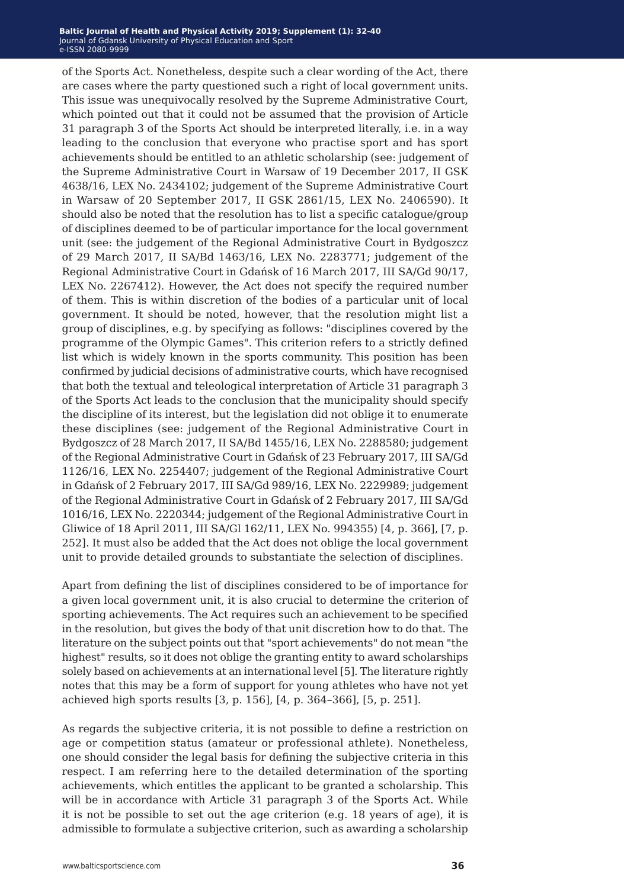of the Sports Act. Nonetheless, despite such a clear wording of the Act, there are cases where the party questioned such a right of local government units. This issue was unequivocally resolved by the Supreme Administrative Court, which pointed out that it could not be assumed that the provision of Article 31 paragraph 3 of the Sports Act should be interpreted literally, i.e. in a way leading to the conclusion that everyone who practise sport and has sport achievements should be entitled to an athletic scholarship (see: judgement of the Supreme Administrative Court in Warsaw of 19 December 2017, II GSK 4638/16, LEX No. 2434102; judgement of the Supreme Administrative Court in Warsaw of 20 September 2017, II GSK 2861/15, LEX No. 2406590). It should also be noted that the resolution has to list a specific catalogue/group of disciplines deemed to be of particular importance for the local government unit (see: the judgement of the Regional Administrative Court in Bydgoszcz of 29 March 2017, II SA/Bd 1463/16, LEX No. 2283771; judgement of the Regional Administrative Court in Gdańsk of 16 March 2017, III SA/Gd 90/17, LEX No. 2267412). However, the Act does not specify the required number of them. This is within discretion of the bodies of a particular unit of local government. It should be noted, however, that the resolution might list a group of disciplines, e.g. by specifying as follows: "disciplines covered by the programme of the Olympic Games". This criterion refers to a strictly defined list which is widely known in the sports community. This position has been confirmed by judicial decisions of administrative courts, which have recognised that both the textual and teleological interpretation of Article 31 paragraph 3 of the Sports Act leads to the conclusion that the municipality should specify the discipline of its interest, but the legislation did not oblige it to enumerate these disciplines (see: judgement of the Regional Administrative Court in Bydgoszcz of 28 March 2017, II SA/Bd 1455/16, LEX No. 2288580; judgement of the Regional Administrative Court in Gdańsk of 23 February 2017, III SA/Gd 1126/16, LEX No. 2254407; judgement of the Regional Administrative Court in Gdańsk of 2 February 2017, III SA/Gd 989/16, LEX No. 2229989; judgement of the Regional Administrative Court in Gdańsk of 2 February 2017, III SA/Gd 1016/16, LEX No. 2220344; judgement of the Regional Administrative Court in Gliwice of 18 April 2011, III SA/Gl 162/11, LEX No. 994355) [4, p. 366], [7, p. 252]. It must also be added that the Act does not oblige the local government unit to provide detailed grounds to substantiate the selection of disciplines.

Apart from defining the list of disciplines considered to be of importance for a given local government unit, it is also crucial to determine the criterion of sporting achievements. The Act requires such an achievement to be specified in the resolution, but gives the body of that unit discretion how to do that. The literature on the subject points out that "sport achievements" do not mean "the highest" results, so it does not oblige the granting entity to award scholarships solely based on achievements at an international level [5]. The literature rightly notes that this may be a form of support for young athletes who have not yet achieved high sports results [3, p. 156], [4, p. 364–366], [5, p. 251].

As regards the subjective criteria, it is not possible to define a restriction on age or competition status (amateur or professional athlete). Nonetheless, one should consider the legal basis for defining the subjective criteria in this respect. I am referring here to the detailed determination of the sporting achievements, which entitles the applicant to be granted a scholarship. This will be in accordance with Article 31 paragraph 3 of the Sports Act. While it is not be possible to set out the age criterion (e.g. 18 years of age), it is admissible to formulate a subjective criterion, such as awarding a scholarship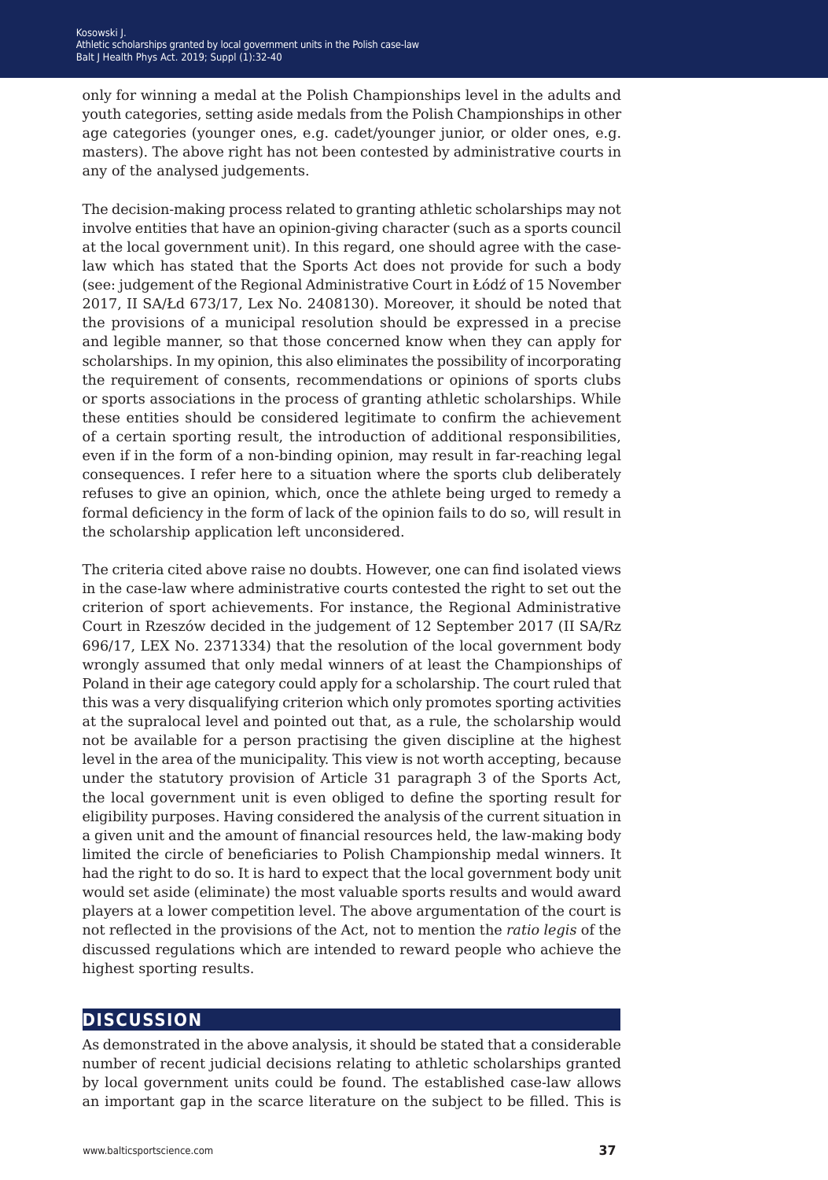only for winning a medal at the Polish Championships level in the adults and youth categories, setting aside medals from the Polish Championships in other age categories (younger ones, e.g. cadet/younger junior, or older ones, e.g. masters). The above right has not been contested by administrative courts in any of the analysed judgements.

The decision-making process related to granting athletic scholarships may not involve entities that have an opinion-giving character (such as a sports council at the local government unit). In this regard, one should agree with the case-law which has stated that the Sports Act does not provide for such a body (see: judgement of the Regional Administrative Court in Łódź of 15 November 2017, II SA/Łd 673/17, Lex No. 2408130). Moreover, it should be noted that the provisions of a municipal resolution should be expressed in a precise and legible manner, so that those concerned know when they can apply for scholarships. In my opinion, this also eliminates the possibility of incorporating the requirement of consents, recommendations or opinions of sports clubs or sports associations in the process of granting athletic scholarships. While these entities should be considered legitimate to confirm the achievement of a certain sporting result, the introduction of additional responsibilities, even if in the form of a non-binding opinion, may result in far-reaching legal consequences. I refer here to a situation where the sports club deliberately refuses to give an opinion, which, once the athlete being urged to remedy a formal deficiency in the form of lack of the opinion fails to do so, will result in the scholarship application left unconsidered.

The criteria cited above raise no doubts. However, one can find isolated views in the case-law where administrative courts contested the right to set out the criterion of sport achievements. For instance, the Regional Administrative Court in Rzeszów decided in the judgement of 12 September 2017 (II SA/Rz 696/17, LEX No. 2371334) that the resolution of the local government body wrongly assumed that only medal winners of at least the Championships of Poland in their age category could apply for a scholarship. The court ruled that this was a very disqualifying criterion which only promotes sporting activities at the supralocal level and pointed out that, as a rule, the scholarship would not be available for a person practising the given discipline at the highest level in the area of the municipality. This view is not worth accepting, because under the statutory provision of Article 31 paragraph 3 of the Sports Act, the local government unit is even obliged to define the sporting result for eligibility purposes. Having considered the analysis of the current situation in a given unit and the amount of financial resources held, the law-making body limited the circle of beneficiaries to Polish Championship medal winners. It had the right to do so. It is hard to expect that the local government body unit would set aside (eliminate) the most valuable sports results and would award players at a lower competition level. The above argumentation of the court is not reflected in the provisions of the Act, not to mention the *ratio legis* of the discussed regulations which are intended to reward people who achieve the highest sporting results.

## DISCUSSION

As demonstrated in the above analysis, it should be stated that a considerable number of recent judicial decisions relating to athletic scholarships granted by local government units could be found. The established case-law allows an important gap in the scarce literature on the subject to be filled. This is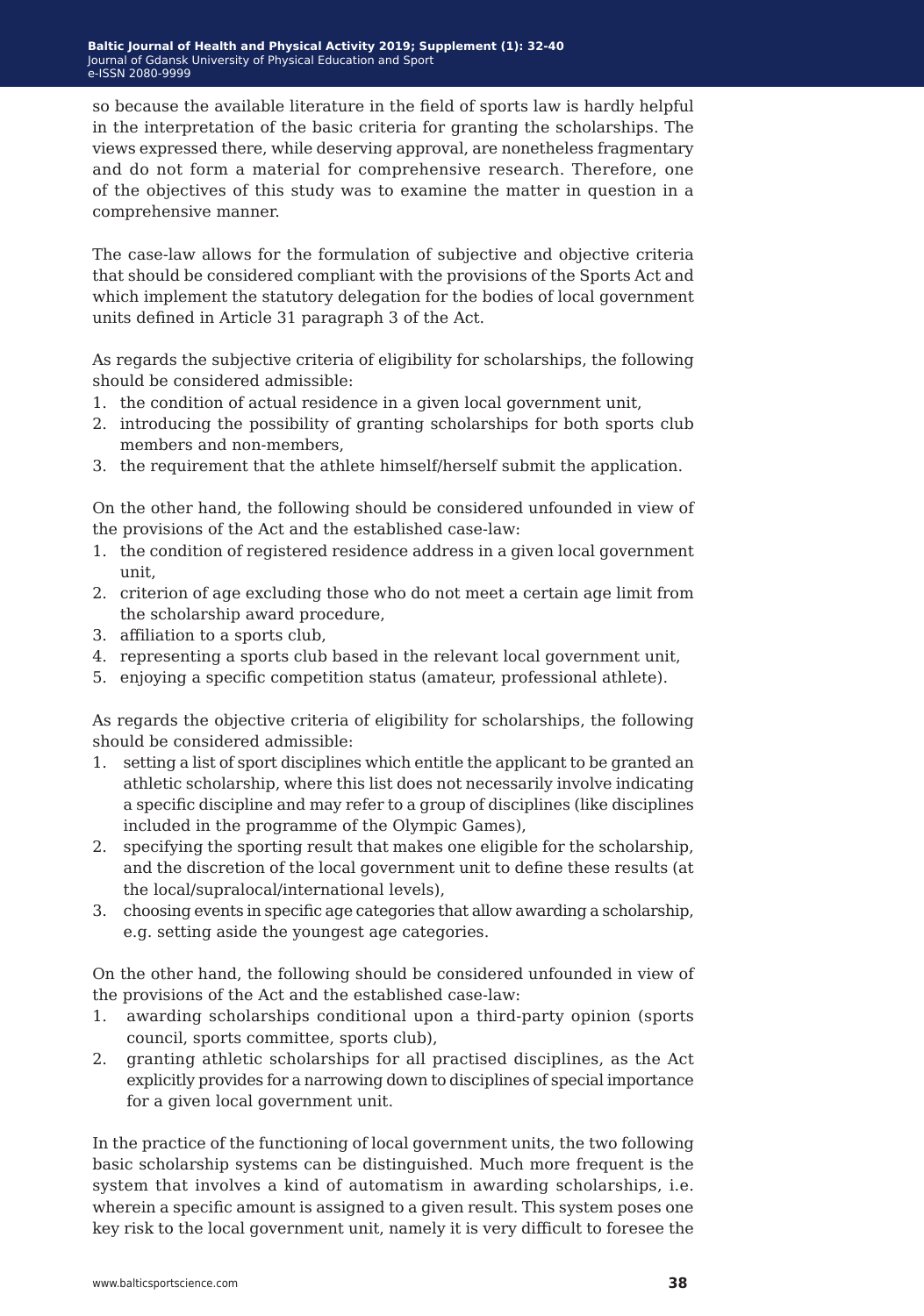so because the available literature in the field of sports law is hardly helpful in the interpretation of the basic criteria for granting the scholarships. The views expressed there, while deserving approval, are nonetheless fragmentary and do not form a material for comprehensive research. Therefore, one of the objectives of this study was to examine the matter in question in a comprehensive manner.

The case-law allows for the formulation of subjective and objective criteria that should be considered compliant with the provisions of the Sports Act and which implement the statutory delegation for the bodies of local government units defined in Article 31 paragraph 3 of the Act.

As regards the subjective criteria of eligibility for scholarships, the following should be considered admissible:

1. the condition of actual residence in a given local government unit,
2. introducing the possibility of granting scholarships for both sports club members and non-members,
3. the requirement that the athlete himself/herself submit the application.

On the other hand, the following should be considered unfounded in view of the provisions of the Act and the established case-law:

1. the condition of registered residence address in a given local government unit,
2. criterion of age excluding those who do not meet a certain age limit from the scholarship award procedure,
3. affiliation to a sports club,
4. representing a sports club based in the relevant local government unit,
5. enjoying a specific competition status (amateur, professional athlete).

As regards the objective criteria of eligibility for scholarships, the following should be considered admissible:

1. setting a list of sport disciplines which entitle the applicant to be granted an athletic scholarship, where this list does not necessarily involve indicating a specific discipline and may refer to a group of disciplines (like disciplines included in the programme of the Olympic Games),
2. specifying the sporting result that makes one eligible for the scholarship, and the discretion of the local government unit to define these results (at the local/supralocal/international levels),
3. choosing events in specific age categories that allow awarding a scholarship, e.g. setting aside the youngest age categories.

On the other hand, the following should be considered unfounded in view of the provisions of the Act and the established case-law:

1. awarding scholarships conditional upon a third-party opinion (sports council, sports committee, sports club),
2. granting athletic scholarships for all practised disciplines, as the Act explicitly provides for a narrowing down to disciplines of special importance for a given local government unit.

In the practice of the functioning of local government units, the two following basic scholarship systems can be distinguished. Much more frequent is the system that involves a kind of automatism in awarding scholarships, i.e. wherein a specific amount is assigned to a given result. This system poses one key risk to the local government unit, namely it is very difficult to foresee the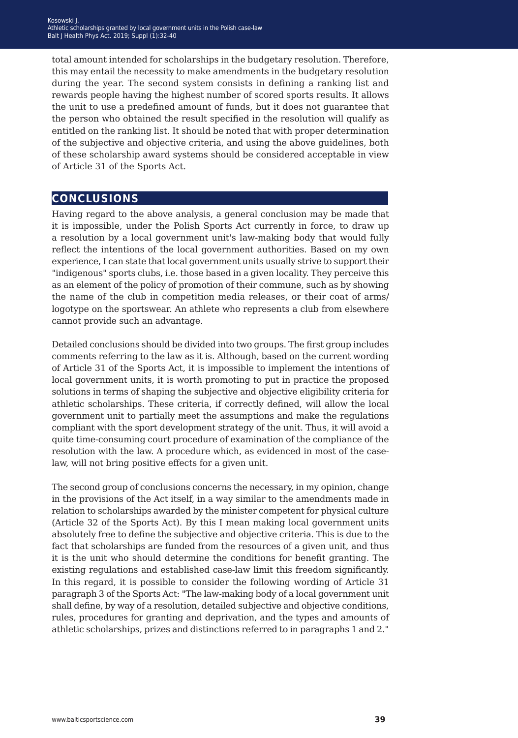total amount intended for scholarships in the budgetary resolution. Therefore, this may entail the necessity to make amendments in the budgetary resolution during the year. The second system consists in defining a ranking list and rewards people having the highest number of scored sports results. It allows the unit to use a predefined amount of funds, but it does not guarantee that the person who obtained the result specified in the resolution will qualify as entitled on the ranking list. It should be noted that with proper determination of the subjective and objective criteria, and using the above guidelines, both of these scholarship award systems should be considered acceptable in view of Article 31 of the Sports Act.

## CONCLUSIONS

Having regard to the above analysis, a general conclusion may be made that it is impossible, under the Polish Sports Act currently in force, to draw up a resolution by a local government unit's law-making body that would fully reflect the intentions of the local government authorities. Based on my own experience, I can state that local government units usually strive to support their "indigenous" sports clubs, i.e. those based in a given locality. They perceive this as an element of the policy of promotion of their commune, such as by showing the name of the club in competition media releases, or their coat of arms/ logotype on the sportswear. An athlete who represents a club from elsewhere cannot provide such an advantage.

Detailed conclusions should be divided into two groups. The first group includes comments referring to the law as it is. Although, based on the current wording of Article 31 of the Sports Act, it is impossible to implement the intentions of local government units, it is worth promoting to put in practice the proposed solutions in terms of shaping the subjective and objective eligibility criteria for athletic scholarships. These criteria, if correctly defined, will allow the local government unit to partially meet the assumptions and make the regulations compliant with the sport development strategy of the unit. Thus, it will avoid a quite time-consuming court procedure of examination of the compliance of the resolution with the law. A procedure which, as evidenced in most of the case-law, will not bring positive effects for a given unit.

The second group of conclusions concerns the necessary, in my opinion, change in the provisions of the Act itself, in a way similar to the amendments made in relation to scholarships awarded by the minister competent for physical culture (Article 32 of the Sports Act). By this I mean making local government units absolutely free to define the subjective and objective criteria. This is due to the fact that scholarships are funded from the resources of a given unit, and thus it is the unit who should determine the conditions for benefit granting. The existing regulations and established case-law limit this freedom significantly. In this regard, it is possible to consider the following wording of Article 31 paragraph 3 of the Sports Act: "The law-making body of a local government unit shall define, by way of a resolution, detailed subjective and objective conditions, rules, procedures for granting and deprivation, and the types and amounts of athletic scholarships, prizes and distinctions referred to in paragraphs 1 and 2."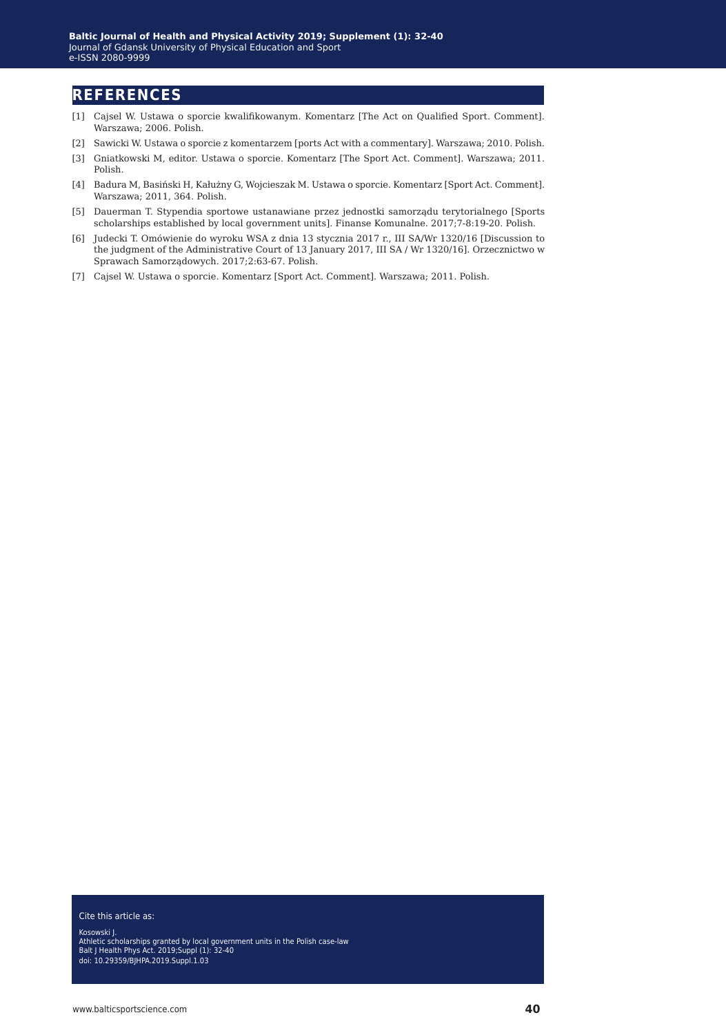## REFERENCES

[1] Cajsel W. Ustawa o sporcie kwalifikowanym. Komentarz [The Act on Qualified Sport. Comment]. Warszawa; 2006. Polish.

[2] Sawicki W. Ustawa o sporcie z komentarzem [ports Act with a commentary]. Warszawa; 2010. Polish.

[3] Gniatkowski M, editor. Ustawa o sporcie. Komentarz [The Sport Act. Comment]. Warszawa; 2011. Polish.

[4] Badura M, Basiński H, Kałużny G, Wojcieszak M. Ustawa o sporcie. Komentarz [Sport Act. Comment]. Warszawa; 2011, 364. Polish.

[5] Dauerman T. Stypendia sportowe ustanawiane przez jednostki samorządu terytorialnego [Sports scholarships established by local government units]. Finanse Komunalne. 2017;7-8:19-20. Polish.

[6] Judecki T. Omówienie do wyroku WSA z dnia 13 stycznia 2017 r., III SA/Wr 1320/16 [Discussion to the judgment of the Administrative Court of 13 January 2017, III SA / Wr 1320/16]. Orzecznictwo w Sprawach Samorządowych. 2017;2:63-67. Polish.

[7] Cajsel W. Ustawa o sporcie. Komentarz [Sport Act. Comment]. Warszawa; 2011. Polish.

Cite this article as:

Kosowski J.
Athletic scholarships granted by local government units in the Polish case-law
Balt J Health Phys Act. 2019;Suppl (1): 32-40
doi: 10.29359/BJHPA.2019.Suppl.1.03